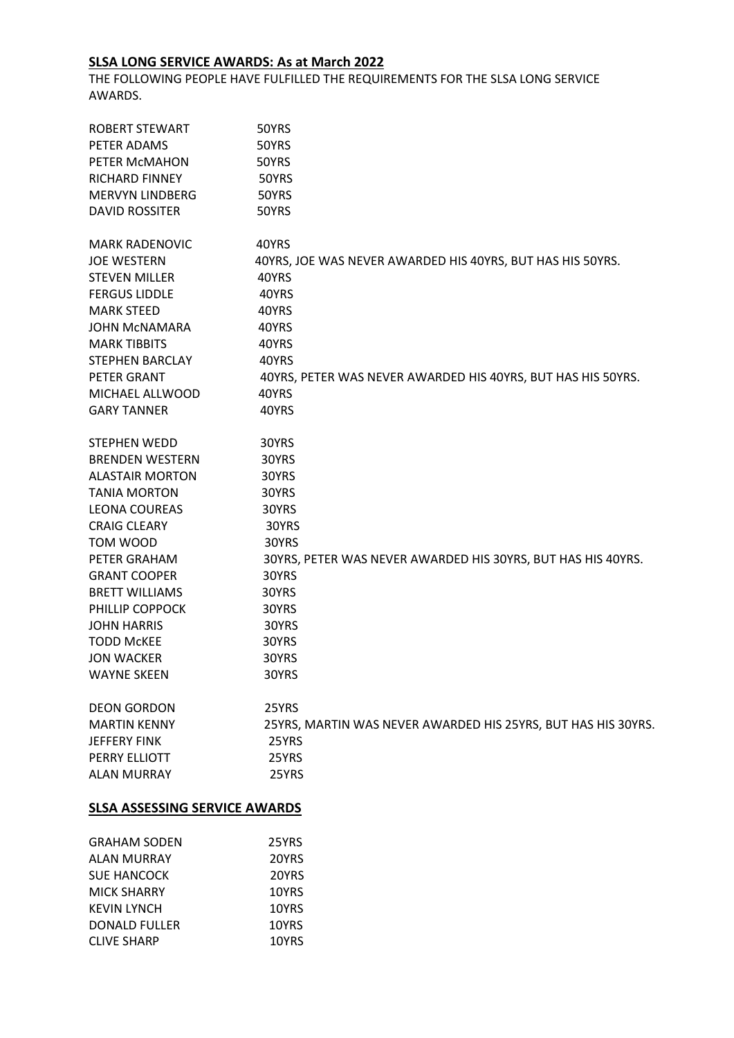## SLSA LONG SERVICE AWARDS: As at March 2022

THE FOLLOWING PEOPLE HAVE FULFILLED THE REQUIREMENTS FOR THE SLSA LONG SERVICE AWARDS.

| | |
|---|---|
| ROBERT STEWART | 50YRS |
| PETER ADAMS | 50YRS |
| PETER McMAHON | 50YRS |
| RICHARD FINNEY | 50YRS |
| MERVYN LINDBERG | 50YRS |
| DAVID ROSSITER | 50YRS |
| | |
| MARK RADENOVIC | 40YRS |
| JOE WESTERN | 40YRS, JOE WAS NEVER AWARDED HIS 40YRS, BUT HAS HIS 50YRS. |
| STEVEN MILLER | 40YRS |
| FERGUS LIDDLE | 40YRS |
| MARK STEED | 40YRS |
| JOHN McNAMARA | 40YRS |
| MARK TIBBITS | 40YRS |
| STEPHEN BARCLAY | 40YRS |
| PETER GRANT | 40YRS, PETER WAS NEVER AWARDED HIS 40YRS, BUT HAS HIS 50YRS. |
| MICHAEL ALLWOOD | 40YRS |
| GARY TANNER | 40YRS |
| | |
| STEPHEN WEDD | 30YRS |
| BRENDEN WESTERN | 30YRS |
| ALASTAIR MORTON | 30YRS |
| TANIA MORTON | 30YRS |
| LEONA COUREAS | 30YRS |
| CRAIG CLEARY | 30YRS |
| TOM WOOD | 30YRS |
| PETER GRAHAM | 30YRS, PETER WAS NEVER AWARDED HIS 30YRS, BUT HAS HIS 40YRS. |
| GRANT COOPER | 30YRS |
| BRETT WILLIAMS | 30YRS |
| PHILLIP COPPOCK | 30YRS |
| JOHN HARRIS | 30YRS |
| TODD McKEE | 30YRS |
| JON WACKER | 30YRS |
| WAYNE SKEEN | 30YRS |
| | |
| DEON GORDON | 25YRS |
| MARTIN KENNY | 25YRS, MARTIN WAS NEVER AWARDED HIS 25YRS, BUT HAS HIS 30YRS. |
| JEFFERY FINK | 25YRS |
| PERRY ELLIOTT | 25YRS |
| ALAN MURRAY | 25YRS |

## SLSA ASSESSING SERVICE AWARDS

| | |
|---|---|
| GRAHAM SODEN | 25YRS |
| ALAN MURRAY | 20YRS |
| SUE HANCOCK | 20YRS |
| MICK SHARRY | 10YRS |
| KEVIN LYNCH | 10YRS |
| DONALD FULLER | 10YRS |
| CLIVE SHARP | 10YRS |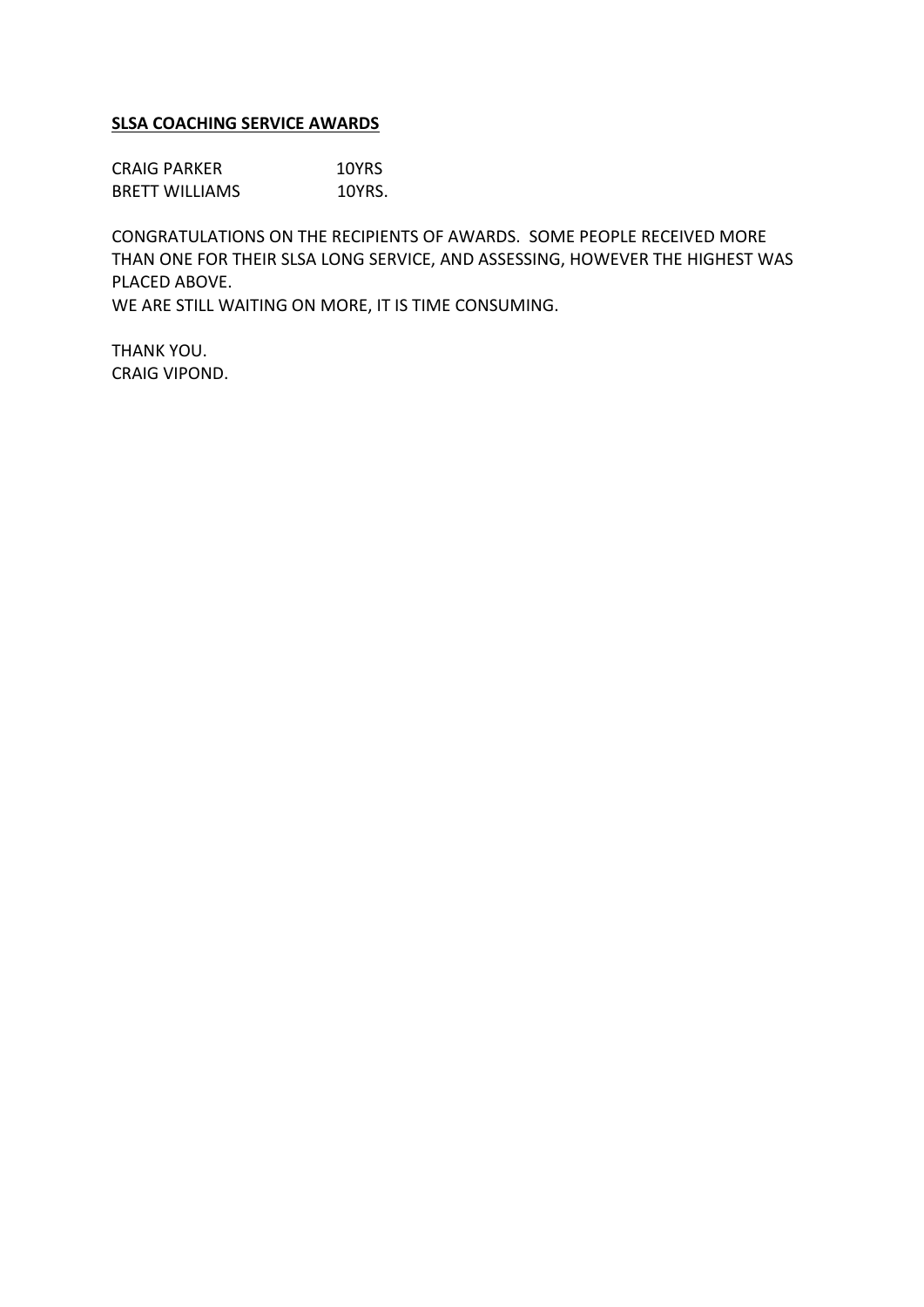**SLSA COACHING SERVICE AWARDS**

| | |
|---|---|
| CRAIG PARKER | 10YRS |
| BRETT WILLIAMS | 10YRS. |

CONGRATULATIONS ON THE RECIPIENTS OF AWARDS. SOME PEOPLE RECEIVED MORE THAN ONE FOR THEIR SLSA LONG SERVICE, AND ASSESSING, HOWEVER THE HIGHEST WAS PLACED ABOVE.
WE ARE STILL WAITING ON MORE, IT IS TIME CONSUMING.

THANK YOU.
CRAIG VIPOND.